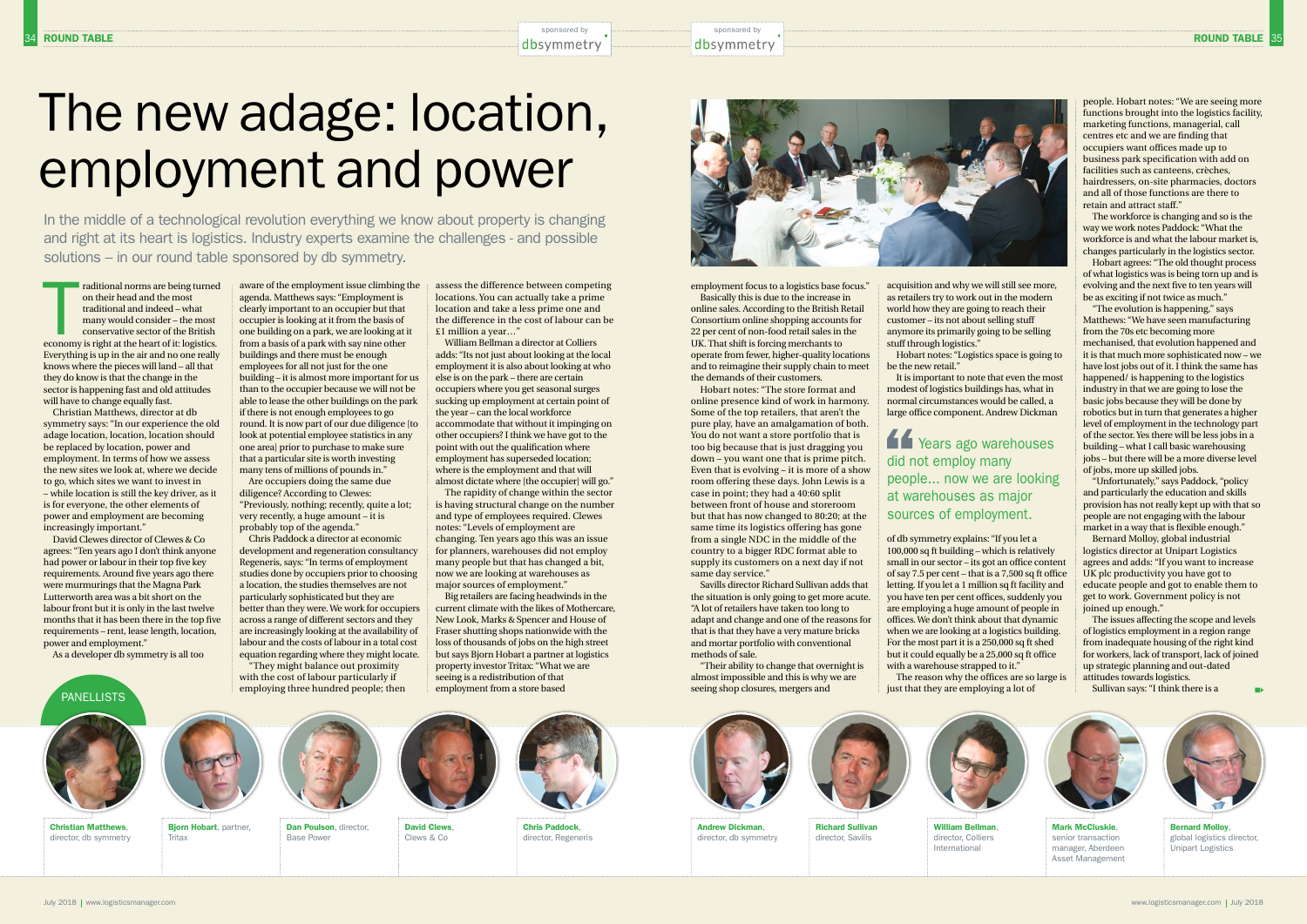# The new adage: location, employment and power

In the middle of a technological revolution everything we know about property is changing and right at its heart is logistics. Industry experts examine the challenges - and possible solutions – in our round table sponsored by db symmetry.

Traditional norms are being turned on their head and the most traditional and indeed – what many would consider – the most conservative sector of the British economy is right at the heart of it: logistics. Everything is up in the air and no one really knows where the pieces will land – all that they do know is that the change in the sector is happening fast and old attitudes will have to change equally fast.

Christian Matthews, director at db symmetry says: "In our experience the old adage location, location, location should be replaced by location, power and employment. In terms of how we assess the new sites we look at, where we decide to go, which sites we want to invest in – while location is still the key driver, as it is for everyone, the other elements of power and employment are becoming increasingly important."

David Clewes director of Clewes & Co agrees: "Ten years ago I don't think anyone had power or labour in their top five key requirements. Around five years ago there were murmurings that the Magna Park Lutterworth area was a bit short on the labour front but it is only in the last twelve months that it has been there in the top five requirements – rent, lease length, location, power and employment."

As a developer db symmetry is all too aware of the employment issue climbing the agenda. Matthews says: "Employment is clearly important to an occupier but that occupier is looking at it from the basis of one building on a park, we are looking at it from a basis of a park with say nine other buildings and there must be enough employees for all not just for the one building – it is almost more important for us than to the occupier because we will not be able to lease the other buildings on the park if there is not enough employees to go round. It is now part of our due diligence [to look at potential employee statistics in any one area] prior to purchase to make sure that a particular site is worth investing many tens of millions of pounds in."

Are occupiers doing the same due diligence? According to Clewes: "Previously, nothing; recently, quite a lot; very recently, a huge amount – it is probably top of the agenda."

Chris Paddock a director at economic development and regeneration consultancy Regeneris, says: "In terms of employment studies done by occupiers prior to choosing a location, the studies themselves are not particularly sophisticated but they are better than they were. We work for occupiers across a range of different sectors and they are increasingly looking at the availability of labour and the costs of labour in a total cost equation regarding where they might locate.

"They might balance out proximity with the cost of labour particularly if employing three hundred people; then assess the difference between competing locations. You can actually take a prime location and take a less prime one and the difference in the cost of labour can be £1 million a year…"

William Bellman a director at Colliers adds: "Its not just about looking at the local employment it is also about looking at who else is on the park – there are certain occupiers where you get seasonal surges sucking up employment at certain point of the year – can the local workforce accommodate that without it impinging on other occupiers? I think we have got to the point with out the qualification where employment has superseded location; where is the employment and that will almost dictate where [the occupier] will go."

The rapidity of change within the sector is having structural change on the number and type of employees required. Clewes notes: "Levels of employment are changing. Ten years ago this was an issue for planners, warehouses did not employ many people but that has changed a bit, now we are looking at warehouses as major sources of employment."

Big retailers are facing headwinds in the current climate with the likes of Mothercare, New Look, Marks & Spencer and House of Fraser shutting shops nationwide with the loss of thousands of jobs on the high street but says Bjorn Hobart a partner at logistics property investor Tritax: "What we are seeing is a redistribution of that employment from a store based employment focus to a logistics base focus."

Basically this is due to the increase in online sales. According to the British Retail Consortium online shopping accounts for 22 per cent of non-food retail sales in the UK. That shift is forcing merchants to operate from fewer, higher-quality locations and to reimagine their supply chain to meet the demands of their customers.

Hobart notes: "The store format and online presence kind of work in harmony. Some of the top retailers, that aren't the pure play, have an amalgamation of both. You do not want a store portfolio that is too big because that is just dragging you down – you want one that is prime pitch. Even that is evolving – it is more of a show room offering these days. John Lewis is a case in point; they had a 40:60 split between front of house and storeroom but that has now changed to 80:20; at the same time its logistics offering has gone from a single NDC in the middle of the country to a bigger RDC format able to supply its customers on a next day if not same day service."

Savills director Richard Sullivan adds that the situation is only going to get more acute. "A lot of retailers have taken too long to adapt and change and one of the reasons for that is that they have a very mature bricks and mortar portfolio with conventional methods of sale.

"Their ability to change that overnight is almost impossible and this is why we are seeing shop closures, mergers and acquisition and why we will still see more, as retailers try to work out in the modern world how they are going to reach their customer – its not about selling stuff anymore its primarily going to be selling stuff through logistics."

Hobart notes: "Logistics space is going to be the new retail."

It is important to note that even the most modest of logistics buildings has, what in normal circumstances would be called, a large office component. Andrew Dickman of db symmetry explains: "If you let a 100,000 sq ft building – which is relatively small in our sector – its got an office content of say 7.5 per cent – that is a 7,500 sq ft office letting. If you let a 1 million sq ft facility and you have ten per cent offices, suddenly you are employing a huge amount of people in offices. We don't think about that dynamic when we are looking at a logistics building. For the most part it is a 250,000 sq ft shed but it could equally be a 25,000 sq ft office with a warehouse strapped to it."

> Years ago warehouses did not employ many people… now we are looking at warehouses as major sources of employment.

The reason why the offices are so large is just that they are employing a lot of people. Hobart notes: "We are seeing more functions brought into the logistics facility, marketing functions, managerial, call centres etc and we are finding that occupiers want offices made up to business park specification with add on facilities such as canteens, crèches, hairdressers, on-site pharmacies, doctors and all of those functions are there to retain and attract staff."

The workforce is changing and so is the way we work notes Paddock: "What the workforce is and what the labour market is, changes particularly in the logistics sector.

Hobart agrees: "The old thought process of what logistics was is being torn up and is evolving and the next five to ten years will be as exciting if not twice as much."

"The evolution is happening," says Matthews: "We have seen manufacturing from the 70s etc becoming more mechanised, that evolution happened and it is that much more sophisticated now – we have lost jobs out of it. I think the same has happened/ is happening to the logistics industry in that we are going to lose the basic jobs because they will be done by robotics but in turn that generates a higher level of employment in the technology part of the sector. Yes there will be less jobs in a building – what I call basic warehousing jobs – but there will be a more diverse level of jobs, more up skilled jobs.

"Unfortunately," says Paddock, "policy and particularly the education and skills provision has not really kept up with that so people are not engaging with the labour market in a way that is flexible enough."

Bernard Molloy, global industrial logistics director at Unipart Logistics agrees and adds: "If you want to increase UK plc productivity you have got to educate people and got to enable them to get to work. Government policy is not joined up enough."

The issues affecting the scope and levels of logistics employment in a region range from inadequate housing of the right kind for workers, lack of transport, lack of joined up strategic planning and out-dated attitudes towards logistics.

Sullivan says: "I think there is a

## PANELLISTS

**Christian Matthews**, director, db symmetry

**Bjorn Hobart**, partner, Tritax

**Dan Poulson**, director, Base Power

**David Clews**, Clews & Co

**Chris Paddock**, director, Regeneris

**Andrew Dickman**, director, db symmetry

**Richard Sullivan**, director, Savills

**William Bellman**, director, Colliers International

**Mark McCluskie**, senior transaction manager, Aberdeen Asset Management

**Bernard Molloy**, global logistics director, Unipart Logistics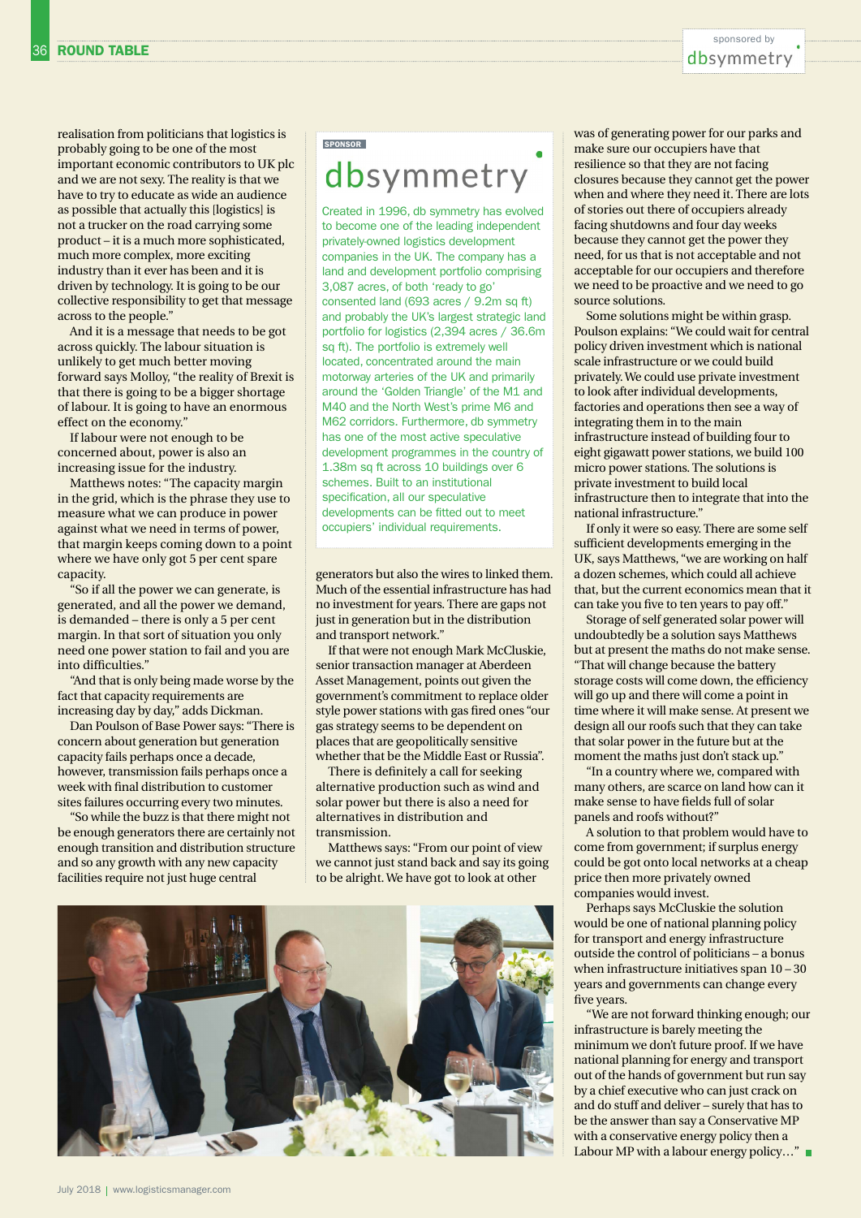realisation from politicians that logistics is probably going to be one of the most important economic contributors to UK plc and we are not sexy. The reality is that we have to try to educate as wide an audience as possible that actually this [logistics] is not a trucker on the road carrying some product – it is a much more sophisticated, much more complex, more exciting industry than it ever has been and it is driven by technology. It is going to be our collective responsibility to get that message across to the people."

And it is a message that needs to be got across quickly. The labour situation is unlikely to get much better moving forward says Molloy, "the reality of Brexit is that there is going to be a bigger shortage of labour. It is going to have an enormous effect on the economy."

If labour were not enough to be concerned about, power is also an increasing issue for the industry.

Matthews notes: "The capacity margin in the grid, which is the phrase they use to measure what we can produce in power against what we need in terms of power, that margin keeps coming down to a point where we have only got 5 per cent spare capacity.

"So if all the power we can generate, is generated, and all the power we demand, is demanded – there is only a 5 per cent margin. In that sort of situation you only need one power station to fail and you are into difficulties."

"And that is only being made worse by the fact that capacity requirements are increasing day by day," adds Dickman.

Dan Poulson of Base Power says: "There is concern about generation but generation capacity fails perhaps once a decade, however, transmission fails perhaps once a week with final distribution to customer sites failures occurring every two minutes.

"So while the buzz is that there might not be enough generators there are certainly not enough transition and distribution structure and so any growth with any new capacity facilities require not just huge central generators but also the wires to linked them. Much of the essential infrastructure has had no investment for years. There are gaps not just in generation but in the distribution and transport network."

If that were not enough Mark McCluskie, senior transaction manager at Aberdeen Asset Management, points out given the government's commitment to replace older style power stations with gas fired ones "our gas strategy seems to be dependent on places that are geopolitically sensitive whether that be the Middle East or Russia".

There is definitely a call for seeking alternative production such as wind and solar power but there is also a need for alternatives in distribution and transmission.

Matthews says: "From our point of view we cannot just stand back and say its going to be alright. We have got to look at other was of generating power for our parks and make sure our occupiers have that resilience so that they are not facing closures because they cannot get the power when and where they need it. There are lots of stories out there of occupiers already facing shutdowns and four day weeks because they cannot get the power they need, for us that is not acceptable and not acceptable for our occupiers and therefore we need to be proactive and we need to go source solutions.

Some solutions might be within grasp. Poulson explains: "We could wait for central policy driven investment which is national scale infrastructure or we could build privately. We could use private investment to look after individual developments, factories and operations then see a way of integrating them in to the main infrastructure instead of building four to eight gigawatt power stations, we build 100 micro power stations. The solutions is private investment to build local infrastructure then to integrate that into the national infrastructure."

If only it were so easy. There are some self sufficient developments emerging in the UK, says Matthews, "we are working on half a dozen schemes, which could all achieve that, but the current economics mean that it can take you five to ten years to pay off."

Storage of self generated solar power will undoubtedly be a solution says Matthews but at present the maths do not make sense. "That will change because the battery storage costs will come down, the efficiency will go up and there will come a point in time where it will make sense. At present we design all our roofs such that they can take that solar power in the future but at the moment the maths just don't stack up."

"In a country where we, compared with many others, are scarce on land how can it make sense to have fields full of solar panels and roofs without?"

A solution to that problem would have to come from government; if surplus energy could be got onto local networks at a cheap price then more privately owned companies would invest.

Perhaps says McCluskie the solution would be one of national planning policy for transport and energy infrastructure outside the control of politicians – a bonus when infrastructure initiatives span 10 – 30 years and governments can change every five years.

"We are not forward thinking enough; our infrastructure is barely meeting the minimum we don't future proof. If we have national planning for energy and transport out of the hands of government but run say by a chief executive who can just crack on and do stuff and deliver – surely that has to be the answer than say a Conservative MP with a conservative energy policy then a Labour MP with a labour energy policy…"

---

SPONSOR

## dbsymmetry

Created in 1996, db symmetry has evolved to become one of the leading independent privately-owned logistics development companies in the UK. The company has a land and development portfolio comprising 3,087 acres, of both 'ready to go' consented land (693 acres / 9.2m sq ft) and probably the UK's largest strategic land portfolio for logistics (2,394 acres / 36.6m sq ft). The portfolio is extremely well located, concentrated around the main motorway arteries of the UK and primarily around the 'Golden Triangle' of the M1 and M40 and the North West's prime M6 and M62 corridors. Furthermore, db symmetry has one of the most active speculative development programmes in the country of 1.38m sq ft across 10 buildings over 6 schemes. Built to an institutional specification, all our speculative developments can be fitted out to meet occupiers' individual requirements.